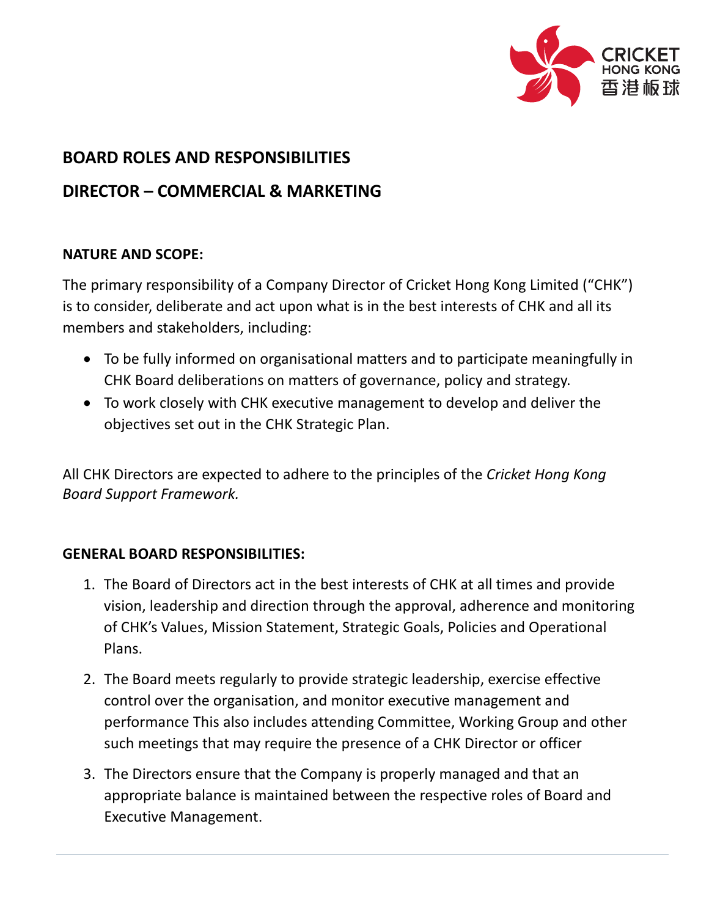# BOARD ROLES AND RESPONSIBILITIES

## DIRECTOR – COMMERCIAL & MARKETING

### NATURE AND SCOPE:

The primary responsibility of a Company Director of Cricket Hong Kong Limited ("CHK") is to consider, deliberate and act upon what is in the best interests of CHK and all its members and stakeholders, including:

- To be fully informed on organisational matters and to participate meaningfully in CHK Board deliberations on matters of governance, policy and strategy.
- To work closely with CHK executive management to develop and deliver the objectives set out in the CHK Strategic Plan.

All CHK Directors are expected to adhere to the principles of the *Cricket Hong Kong Board Support Framework.*

### GENERAL BOARD RESPONSIBILITIES:

1. The Board of Directors act in the best interests of CHK at all times and provide vision, leadership and direction through the approval, adherence and monitoring of CHK's Values, Mission Statement, Strategic Goals, Policies and Operational Plans.
2. The Board meets regularly to provide strategic leadership, exercise effective control over the organisation, and monitor executive management and performance This also includes attending Committee, Working Group and other such meetings that may require the presence of a CHK Director or officer
3. The Directors ensure that the Company is properly managed and that an appropriate balance is maintained between the respective roles of Board and Executive Management.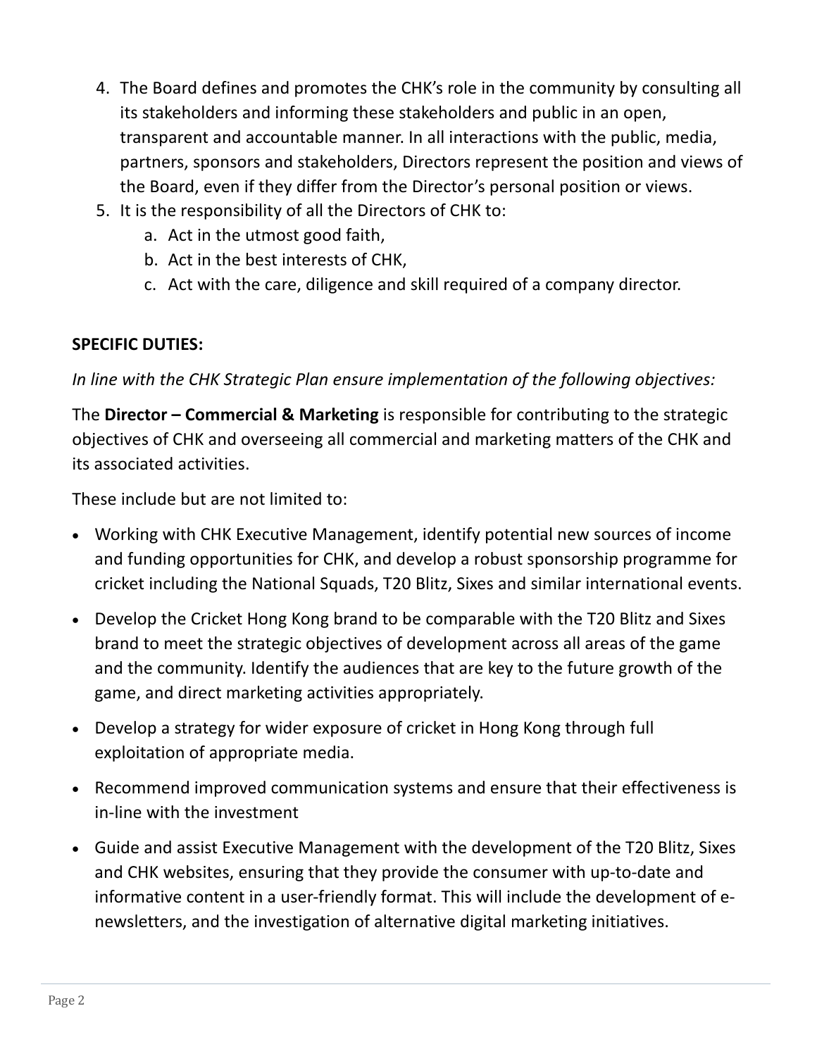4. The Board defines and promotes the CHK's role in the community by consulting all its stakeholders and informing these stakeholders and public in an open, transparent and accountable manner. In all interactions with the public, media, partners, sponsors and stakeholders, Directors represent the position and views of the Board, even if they differ from the Director's personal position or views.
5. It is the responsibility of all the Directors of CHK to:
   a. Act in the utmost good faith,
   b. Act in the best interests of CHK,
   c. Act with the care, diligence and skill required of a company director.

**SPECIFIC DUTIES:**

*In line with the CHK Strategic Plan ensure implementation of the following objectives:*

The **Director – Commercial & Marketing** is responsible for contributing to the strategic objectives of CHK and overseeing all commercial and marketing matters of the CHK and its associated activities.

These include but are not limited to:

- Working with CHK Executive Management, identify potential new sources of income and funding opportunities for CHK, and develop a robust sponsorship programme for cricket including the National Squads, T20 Blitz, Sixes and similar international events.
- Develop the Cricket Hong Kong brand to be comparable with the T20 Blitz and Sixes brand to meet the strategic objectives of development across all areas of the game and the community. Identify the audiences that are key to the future growth of the game, and direct marketing activities appropriately.
- Develop a strategy for wider exposure of cricket in Hong Kong through full exploitation of appropriate media.
- Recommend improved communication systems and ensure that their effectiveness is in-line with the investment
- Guide and assist Executive Management with the development of the T20 Blitz, Sixes and CHK websites, ensuring that they provide the consumer with up-to-date and informative content in a user-friendly format. This will include the development of e-newsletters, and the investigation of alternative digital marketing initiatives.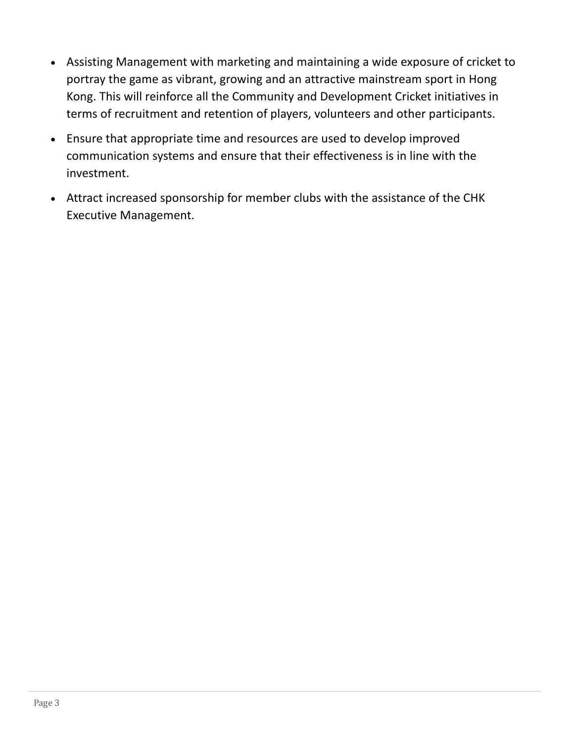- Assisting Management with marketing and maintaining a wide exposure of cricket to portray the game as vibrant, growing and an attractive mainstream sport in Hong Kong. This will reinforce all the Community and Development Cricket initiatives in terms of recruitment and retention of players, volunteers and other participants.
- Ensure that appropriate time and resources are used to develop improved communication systems and ensure that their effectiveness is in line with the investment.
- Attract increased sponsorship for member clubs with the assistance of the CHK Executive Management.